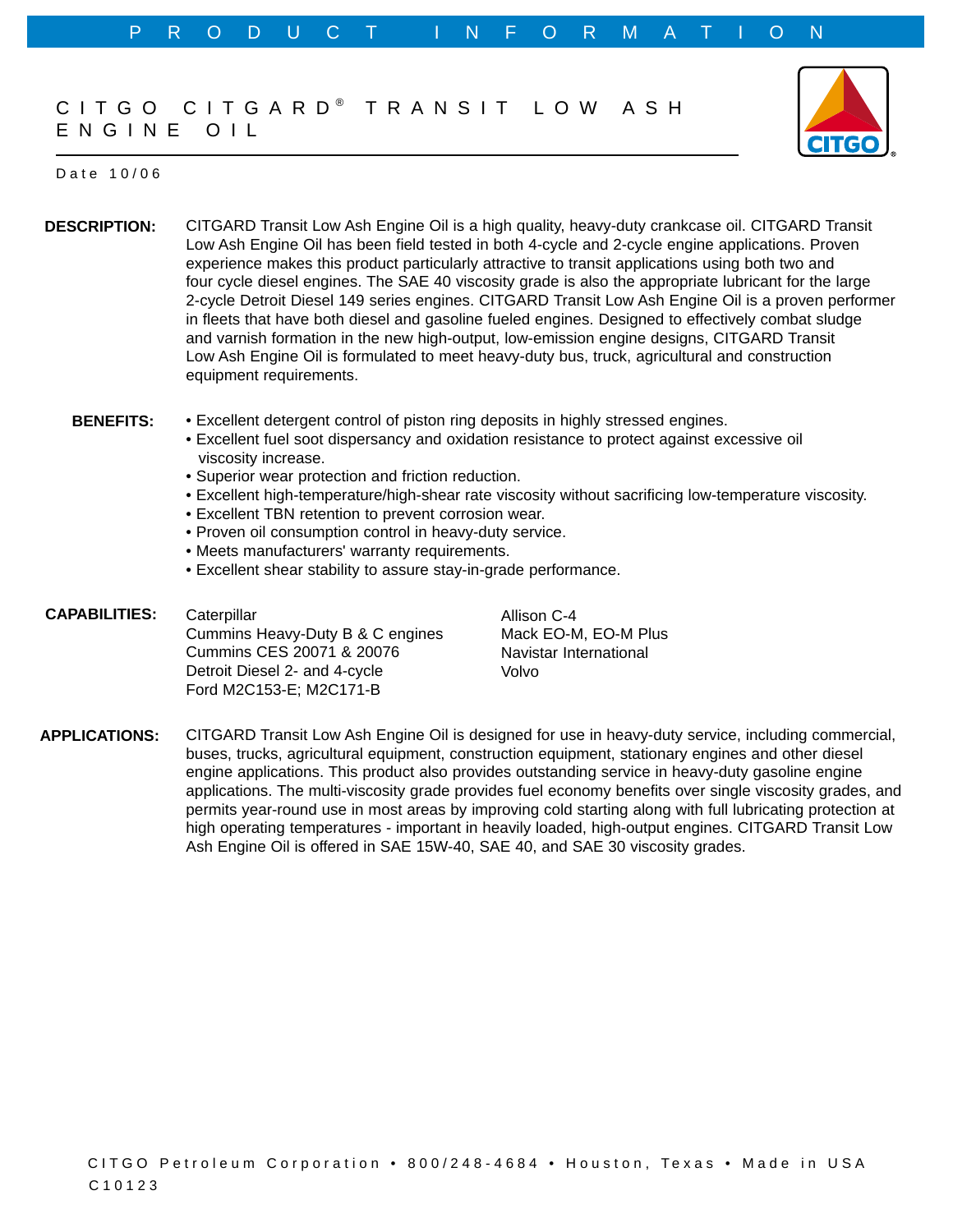PRODUCT INFORMATION

# CITGO CITGARD® TRANSIT LOW ASH ENGINE OIL

Date 10/06

**DESCRIPTION:** CITGARD Transit Low Ash Engine Oil is a high quality, heavy-duty crankcase oil. CITGARD Transit Low Ash Engine Oil has been field tested in both 4-cycle and 2-cycle engine applications. Proven experience makes this product particularly attractive to transit applications using both two and four cycle diesel engines. The SAE 40 viscosity grade is also the appropriate lubricant for the large 2-cycle Detroit Diesel 149 series engines. CITGARD Transit Low Ash Engine Oil is a proven performer in fleets that have both diesel and gasoline fueled engines. Designed to effectively combat sludge and varnish formation in the new high-output, low-emission engine designs, CITGARD Transit Low Ash Engine Oil is formulated to meet heavy-duty bus, truck, agricultural and construction equipment requirements.

**BENEFITS:**

- Excellent detergent control of piston ring deposits in highly stressed engines.
- Excellent fuel soot dispersancy and oxidation resistance to protect against excessive oil viscosity increase.
- Superior wear protection and friction reduction.
- Excellent high-temperature/high-shear rate viscosity without sacrificing low-temperature viscosity.
- Excellent TBN retention to prevent corrosion wear.
- Proven oil consumption control in heavy-duty service.
- Meets manufacturers' warranty requirements.
- Excellent shear stability to assure stay-in-grade performance.

**CAPABILITIES:**

- Caterpillar
- Cummins Heavy-Duty B & C engines
- Cummins CES 20071 & 20076
- Detroit Diesel 2- and 4-cycle
- Ford M2C153-E; M2C171-B
- Allison C-4
- Mack EO-M, EO-M Plus
- Navistar International
- Volvo

**APPLICATIONS:** CITGARD Transit Low Ash Engine Oil is designed for use in heavy-duty service, including commercial, buses, trucks, agricultural equipment, construction equipment, stationary engines and other diesel engine applications. This product also provides outstanding service in heavy-duty gasoline engine applications. The multi-viscosity grade provides fuel economy benefits over single viscosity grades, and permits year-round use in most areas by improving cold starting along with full lubricating protection at high operating temperatures - important in heavily loaded, high-output engines. CITGARD Transit Low Ash Engine Oil is offered in SAE 15W-40, SAE 40, and SAE 30 viscosity grades.

CITGO Petroleum Corporation • 800/248-4684 • Houston, Texas • Made in USA
C10123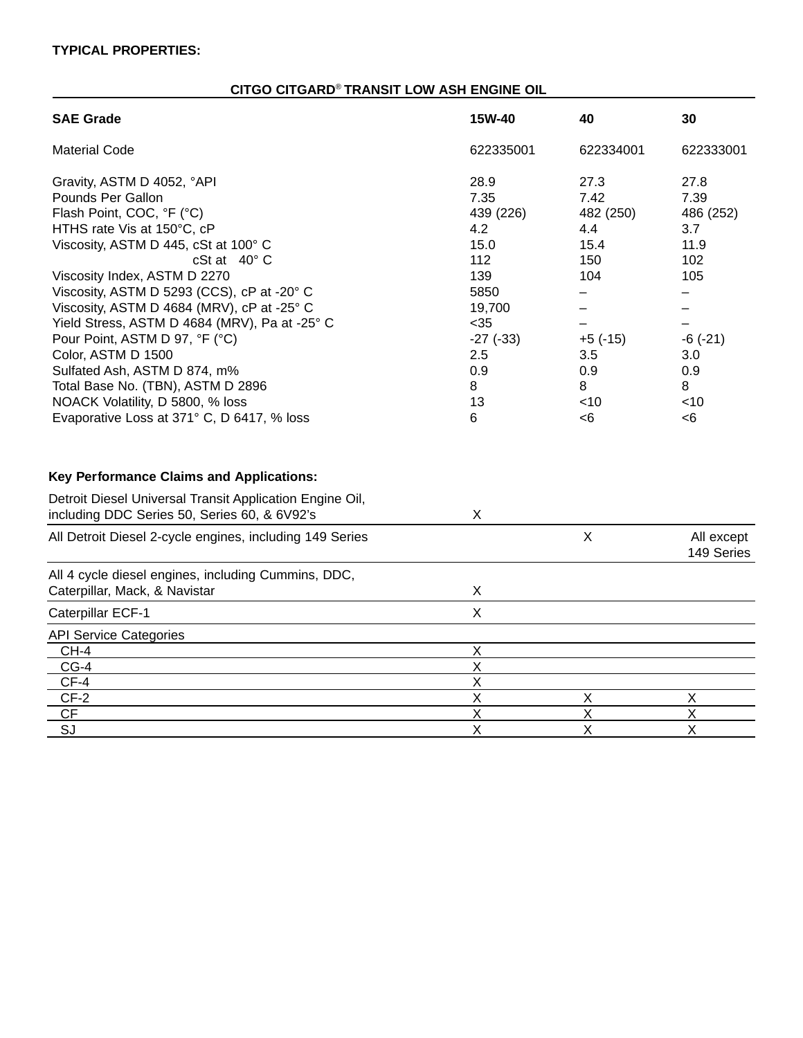**TYPICAL PROPERTIES:**

| CITGO CITGARD® TRANSIT LOW ASH ENGINE OIL | | | |
|---|---|---|---|
| **SAE Grade** | **15W-40** | **40** | **30** |
| Material Code | 622335001 | 622334001 | 622333001 |
| Gravity, ASTM D 4052, °API | 28.9 | 27.3 | 27.8 |
| Pounds Per Gallon | 7.35 | 7.42 | 7.39 |
| Flash Point, COC, °F (°C) | 439 (226) | 482 (250) | 486 (252) |
| HTHS rate Vis at 150°C, cP | 4.2 | 4.4 | 3.7 |
| Viscosity, ASTM D 445, cSt at 100° C | 15.0 | 15.4 | 11.9 |
| cSt at 40° C | 112 | 150 | 102 |
| Viscosity Index, ASTM D 2270 | 139 | 104 | 105 |
| Viscosity, ASTM D 5293 (CCS), cP at -20° C | 5850 | – | – |
| Viscosity, ASTM D 4684 (MRV), cP at -25° C | 19,700 | – | – |
| Yield Stress, ASTM D 4684 (MRV), Pa at -25° C | <35 | – | – |
| Pour Point, ASTM D 97, °F (°C) | -27 (-33) | +5 (-15) | -6 (-21) |
| Color, ASTM D 1500 | 2.5 | 3.5 | 3.0 |
| Sulfated Ash, ASTM D 874, m% | 0.9 | 0.9 | 0.9 |
| Total Base No. (TBN), ASTM D 2896 | 8 | 8 | 8 |
| NOACK Volatility, D 5800, % loss | 13 | <10 | <10 |
| Evaporative Loss at 371° C, D 6417, % loss | 6 | <6 | <6 |

**Key Performance Claims and Applications:**

| | | | |
|---|---|---|---|
| Detroit Diesel Universal Transit Application Engine Oil, including DDC Series 50, Series 60, & 6V92's | X | | |
| All Detroit Diesel 2-cycle engines, including 149 Series | | X | All except 149 Series |
| All 4 cycle diesel engines, including Cummins, DDC, Caterpillar, Mack, & Navistar | X | | |
| Caterpillar ECF-1 | X | | |
| API Service Categories | | | |
| CH-4 | X | | |
| CG-4 | X | | |
| CF-4 | X | | |
| CF-2 | X | X | X |
| CF | X | X | X |
| SJ | X | X | X |